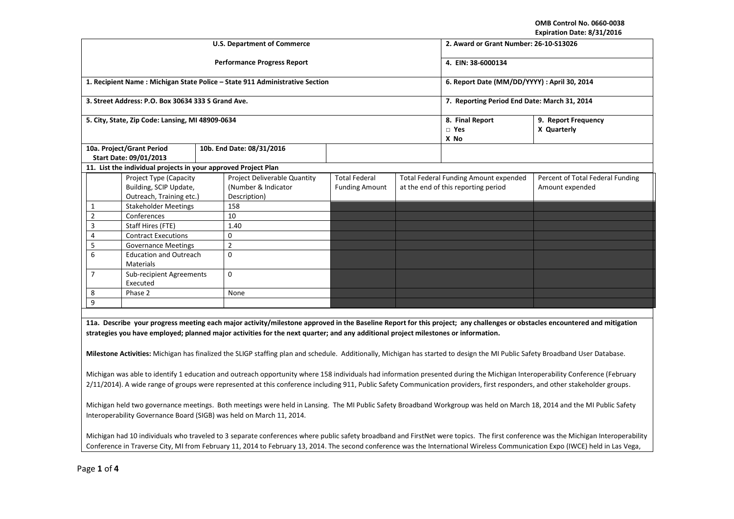OMB Control No. 0660-0038
Expiration Date: 8/31/2016

| U.S. Department of Commerce | | | 2. Award or Grant Number: 26-10-S13026 | |
|---|---|---|---|---|
| Performance Progress Report | | | 4. EIN: 38-6000134 | |
| 1. Recipient Name : Michigan State Police – State 911 Administrative Section | | | 6. Report Date (MM/DD/YYYY) : April 30, 2014 | |
| 3. Street Address: P.O. Box 30634 333 S Grand Ave. | | | 7. Reporting Period End Date: March 31, 2014 | |
| 5. City, State, Zip Code: Lansing, MI 48909-0634 | | | 8. Final Report □ Yes X No | 9. Report Frequency X Quarterly |
| 10a. Project/Grant Period Start Date: 09/01/2013 | 10b. End Date: 08/31/2016 | | | |

**11. List the individual projects in your approved Project Plan**

| | Project Type (Capacity Building, SCIP Update, Outreach, Training etc.) | Project Deliverable Quantity (Number & Indicator Description) | Total Federal Funding Amount | Total Federal Funding Amount expended at the end of this reporting period | Percent of Total Federal Funding Amount expended |
|---|---|---|---|---|---|
| 1 | Stakeholder Meetings | 158 | | | |
| 2 | Conferences | 10 | | | |
| 3 | Staff Hires (FTE) | 1.40 | | | |
| 4 | Contract Executions | 0 | | | |
| 5 | Governance Meetings | 2 | | | |
| 6 | Education and Outreach Materials | 0 | | | |
| 7 | Sub-recipient Agreements Executed | 0 | | | |
| 8 | Phase 2 | None | | | |
| 9 | | | | | |

**11a. Describe your progress meeting each major activity/milestone approved in the Baseline Report for this project; any challenges or obstacles encountered and mitigation strategies you have employed; planned major activities for the next quarter; and any additional project milestones or information.**

**Milestone Activities:** Michigan has finalized the SLIGP staffing plan and schedule. Additionally, Michigan has started to design the MI Public Safety Broadband User Database.

Michigan was able to identify 1 education and outreach opportunity where 158 individuals had information presented during the Michigan Interoperability Conference (February 2/11/2014). A wide range of groups were represented at this conference including 911, Public Safety Communication providers, first responders, and other stakeholder groups.

Michigan held two governance meetings. Both meetings were held in Lansing. The MI Public Safety Broadband Workgroup was held on March 18, 2014 and the MI Public Safety Interoperability Governance Board (SIGB) was held on March 11, 2014.

Michigan had 10 individuals who traveled to 3 separate conferences where public safety broadband and FirstNet were topics. The first conference was the Michigan Interoperability Conference in Traverse City, MI from February 11, 2014 to February 13, 2014. The second conference was the International Wireless Communication Expo (IWCE) held in Las Vega,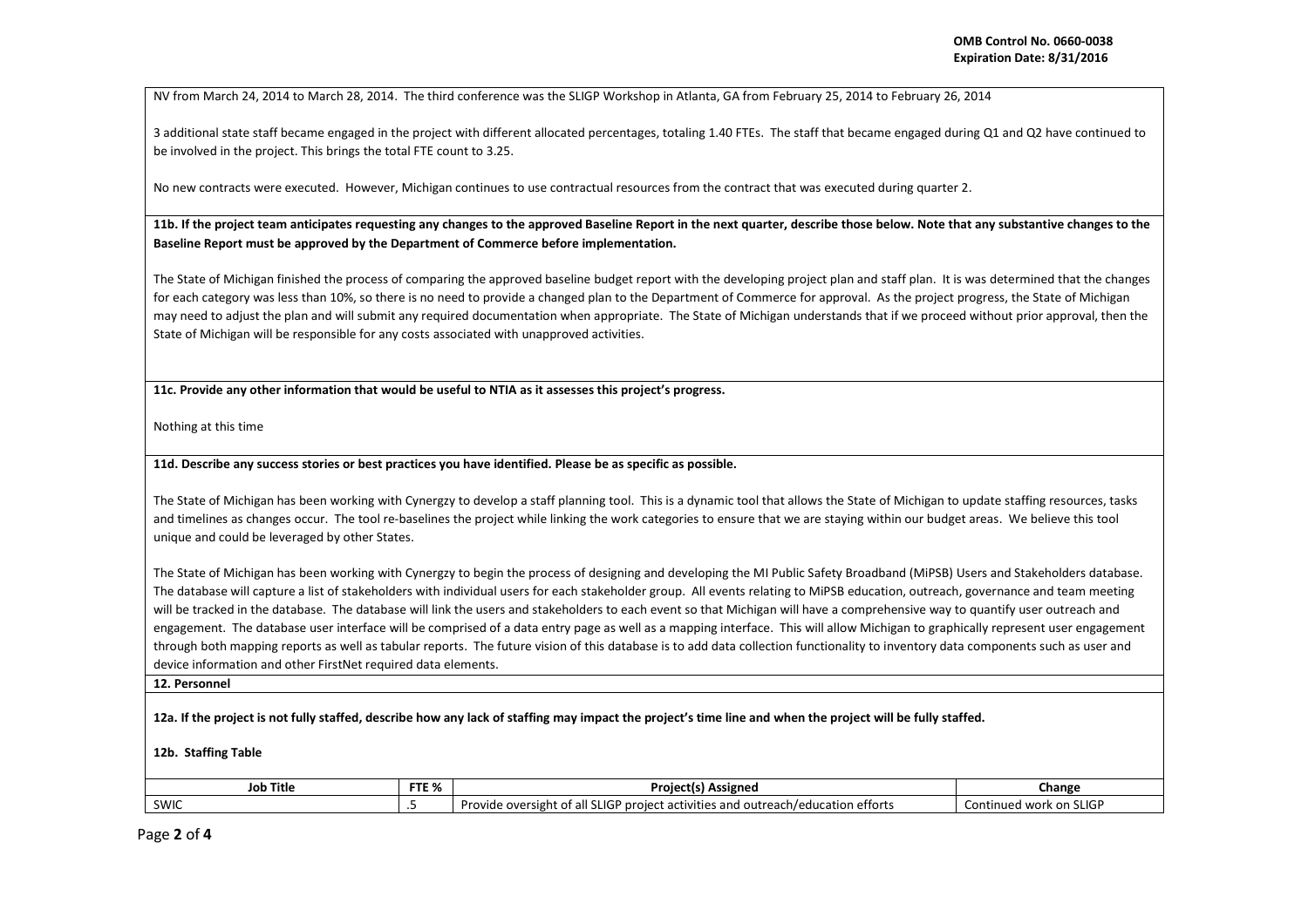NV from March 24, 2014 to March 28, 2014. The third conference was the SLIGP Workshop in Atlanta, GA from February 25, 2014 to February 26, 2014

3 additional state staff became engaged in the project with different allocated percentages, totaling 1.40 FTEs. The staff that became engaged during Q1 and Q2 have continued to be involved in the project. This brings the total FTE count to 3.25.

No new contracts were executed. However, Michigan continues to use contractual resources from the contract that was executed during quarter 2.

**11b. If the project team anticipates requesting any changes to the approved Baseline Report in the next quarter, describe those below. Note that any substantive changes to the Baseline Report must be approved by the Department of Commerce before implementation.**

The State of Michigan finished the process of comparing the approved baseline budget report with the developing project plan and staff plan. It is was determined that the changes for each category was less than 10%, so there is no need to provide a changed plan to the Department of Commerce for approval. As the project progress, the State of Michigan may need to adjust the plan and will submit any required documentation when appropriate. The State of Michigan understands that if we proceed without prior approval, then the State of Michigan will be responsible for any costs associated with unapproved activities.

**11c. Provide any other information that would be useful to NTIA as it assesses this project's progress.**

Nothing at this time

**11d. Describe any success stories or best practices you have identified. Please be as specific as possible.**

The State of Michigan has been working with Cynergzy to develop a staff planning tool. This is a dynamic tool that allows the State of Michigan to update staffing resources, tasks and timelines as changes occur. The tool re-baselines the project while linking the work categories to ensure that we are staying within our budget areas. We believe this tool unique and could be leveraged by other States.

The State of Michigan has been working with Cynergzy to begin the process of designing and developing the MI Public Safety Broadband (MiPSB) Users and Stakeholders database. The database will capture a list of stakeholders with individual users for each stakeholder group. All events relating to MiPSB education, outreach, governance and team meeting will be tracked in the database. The database will link the users and stakeholders to each event so that Michigan will have a comprehensive way to quantify user outreach and engagement. The database user interface will be comprised of a data entry page as well as a mapping interface. This will allow Michigan to graphically represent user engagement through both mapping reports as well as tabular reports. The future vision of this database is to add data collection functionality to inventory data components such as user and device information and other FirstNet required data elements.

**12. Personnel**

**12a. If the project is not fully staffed, describe how any lack of staffing may impact the project's time line and when the project will be fully staffed.**

**12b. Staffing Table**

| Job Title | FTE % | Project(s) Assigned | Change |
|---|---|---|---|
| SWIC | .5 | Provide oversight of all SLIGP project activities and outreach/education efforts | Continued work on SLIGP |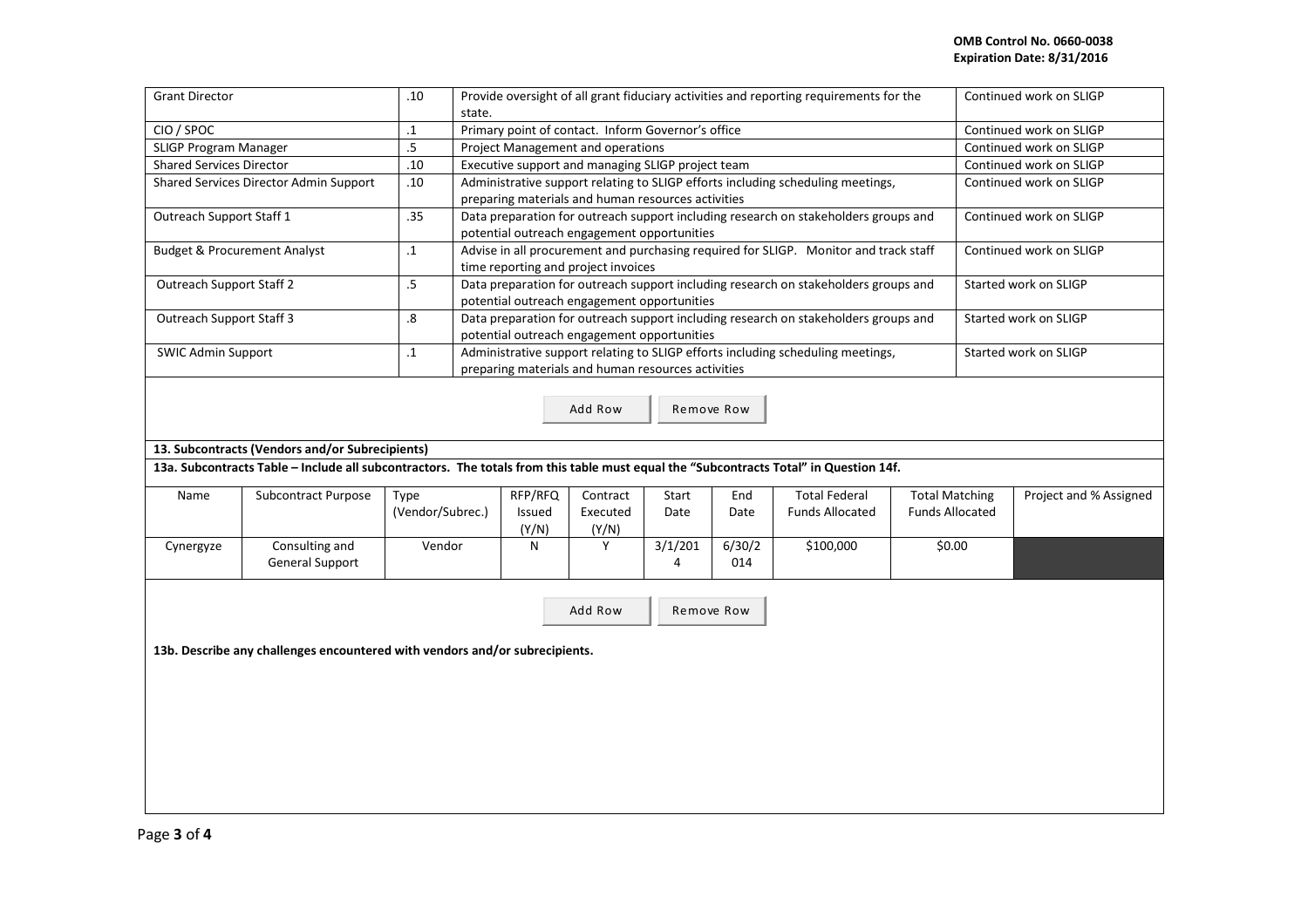| Grant Director | .10 | Provide oversight of all grant fiduciary activities and reporting requirements for the state. | Continued work on SLIGP |
|---|---|---|---|
| CIO / SPOC | .1 | Primary point of contact. Inform Governor's office | Continued work on SLIGP |
| SLIGP Program Manager | .5 | Project Management and operations | Continued work on SLIGP |
| Shared Services Director | .10 | Executive support and managing SLIGP project team | Continued work on SLIGP |
| Shared Services Director Admin Support | .10 | Administrative support relating to SLIGP efforts including scheduling meetings, preparing materials and human resources activities | Continued work on SLIGP |
| Outreach Support Staff 1 | .35 | Data preparation for outreach support including research on stakeholders groups and potential outreach engagement opportunities | Continued work on SLIGP |
| Budget & Procurement Analyst | .1 | Advise in all procurement and purchasing required for SLIGP. Monitor and track staff time reporting and project invoices | Continued work on SLIGP |
| Outreach Support Staff 2 | .5 | Data preparation for outreach support including research on stakeholders groups and potential outreach engagement opportunities | Started work on SLIGP |
| Outreach Support Staff 3 | .8 | Data preparation for outreach support including research on stakeholders groups and potential outreach engagement opportunities | Started work on SLIGP |
| SWIC Admin Support | .1 | Administrative support relating to SLIGP efforts including scheduling meetings, preparing materials and human resources activities | Started work on SLIGP |

Add Row Remove Row

**13. Subcontracts (Vendors and/or Subrecipients)**

**13a. Subcontracts Table – Include all subcontractors. The totals from this table must equal the "Subcontracts Total" in Question 14f.**

| Name | Subcontract Purpose | Type (Vendor/Subrec.) | RFP/RFQ Issued (Y/N) | Contract Executed (Y/N) | Start Date | End Date | Total Federal Funds Allocated | Total Matching Funds Allocated | Project and % Assigned |
|---|---|---|---|---|---|---|---|---|---|
| Cynergyze | Consulting and General Support | Vendor | N | Y | 3/1/2014 | 6/30/2014 | $100,000 | $0.00 | |

Add Row Remove Row

**13b. Describe any challenges encountered with vendors and/or subrecipients.**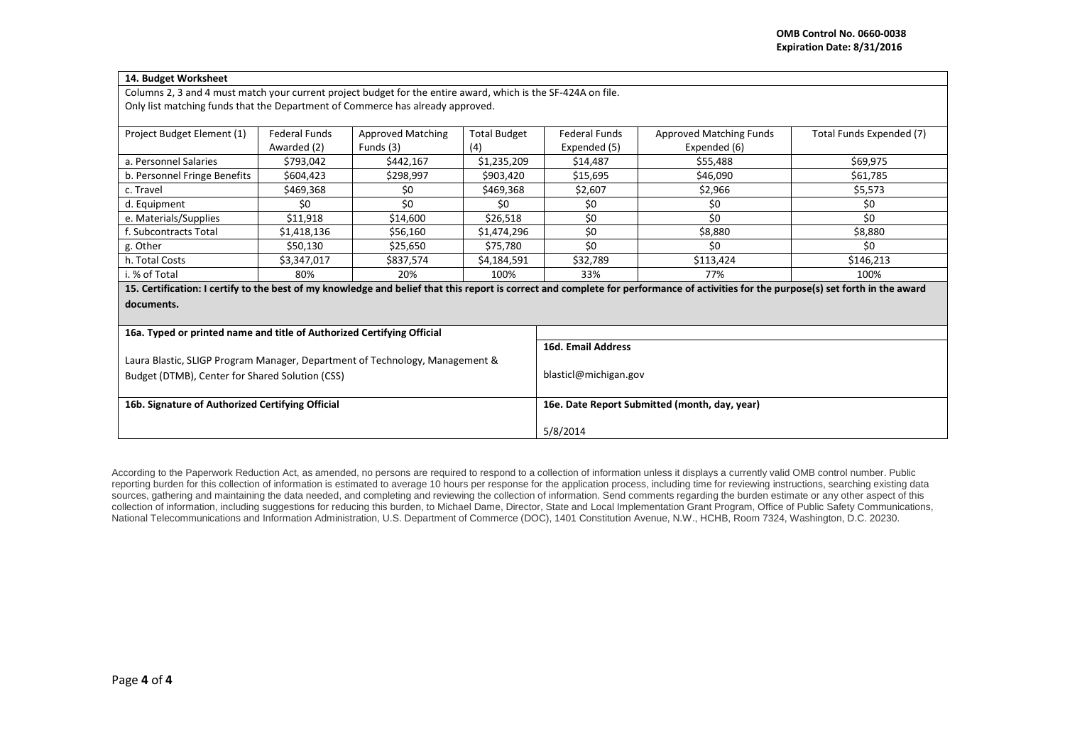**OMB Control No. 0660-0038**
**Expiration Date: 8/31/2016**

**14. Budget Worksheet**

Columns 2, 3 and 4 must match your current project budget for the entire award, which is the SF-424A on file.
Only list matching funds that the Department of Commerce has already approved.

| Project Budget Element (1) | Federal Funds Awarded (2) | Approved Matching Funds (3) | Total Budget (4) | Federal Funds Expended (5) | Approved Matching Funds Expended (6) | Total Funds Expended (7) |
|---|---|---|---|---|---|---|
| a. Personnel Salaries | $793,042 | $442,167 | $1,235,209 | $14,487 | $55,488 | $69,975 |
| b. Personnel Fringe Benefits | $604,423 | $298,997 | $903,420 | $15,695 | $46,090 | $61,785 |
| c. Travel | $469,368 | $0 | $469,368 | $2,607 | $2,966 | $5,573 |
| d. Equipment | $0 | $0 | $0 | $0 | $0 | $0 |
| e. Materials/Supplies | $11,918 | $14,600 | $26,518 | $0 | $0 | $0 |
| f. Subcontracts Total | $1,418,136 | $56,160 | $1,474,296 | $0 | $8,880 | $8,880 |
| g. Other | $50,130 | $25,650 | $75,780 | $0 | $0 | $0 |
| h. Total Costs | $3,347,017 | $837,574 | $4,184,591 | $32,789 | $113,424 | $146,213 |
| i. % of Total | 80% | 20% | 100% | 33% | 77% | 100% |

**15. Certification: I certify to the best of my knowledge and belief that this report is correct and complete for performance of activities for the purpose(s) set forth in the award documents.**

**16a. Typed or printed name and title of Authorized Certifying Official**

Laura Blastic, SLIGP Program Manager, Department of Technology, Management & Budget (DTMB), Center for Shared Solution (CSS)

**16d. Email Address**

blasticl@michigan.gov

**16b. Signature of Authorized Certifying Official**

**16e. Date Report Submitted (month, day, year)**

5/8/2014

According to the Paperwork Reduction Act, as amended, no persons are required to respond to a collection of information unless it displays a currently valid OMB control number. Public reporting burden for this collection of information is estimated to average 10 hours per response for the application process, including time for reviewing instructions, searching existing data sources, gathering and maintaining the data needed, and completing and reviewing the collection of information. Send comments regarding the burden estimate or any other aspect of this collection of information, including suggestions for reducing this burden, to Michael Dame, Director, State and Local Implementation Grant Program, Office of Public Safety Communications, National Telecommunications and Information Administration, U.S. Department of Commerce (DOC), 1401 Constitution Avenue, N.W., HCHB, Room 7324, Washington, D.C. 20230.